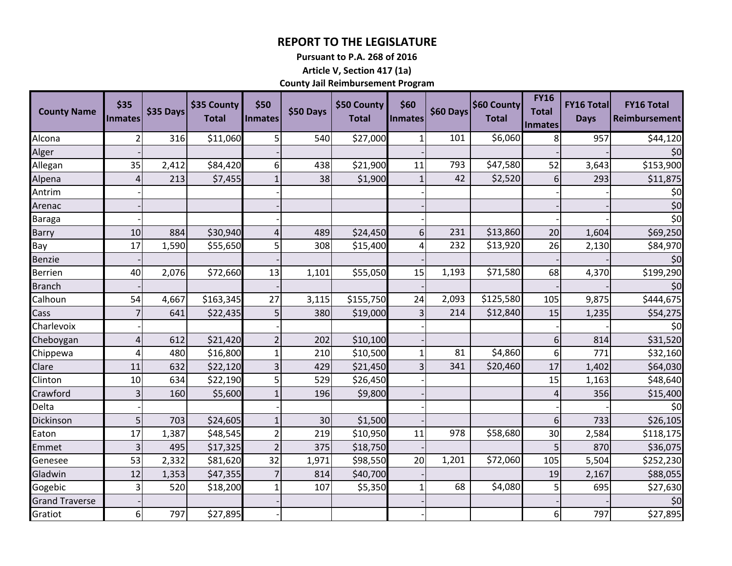# REPORT TO THE LEGISLATURE

**Pursuant to P.A. 268 of 2016**

**Article V, Section 417 (1a)**

**County Jail Reimbursement Program**

| County Name | $35 Inmates | $35 Days | $35 County Total | $50 Inmates | $50 Days | $50 County Total | $60 Inmates | $60 Days | $60 County Total | FY16 Total Inmates | FY16 Total Days | FY16 Total Reimbursement |
|---|---|---|---|---|---|---|---|---|---|---|---|---|
| Alcona | 2 | 316 | $11,060 | 5 | 540 | $27,000 | 1 | 101 | $6,060 | 8 | 957 | $44,120 |
| Alger | - | | | - | | | - | | | - | - | $0 |
| Allegan | 35 | 2,412 | $84,420 | 6 | 438 | $21,900 | 11 | 793 | $47,580 | 52 | 3,643 | $153,900 |
| Alpena | 4 | 213 | $7,455 | 1 | 38 | $1,900 | 1 | 42 | $2,520 | 6 | 293 | $11,875 |
| Antrim | - | | | - | | | - | | | - | - | $0 |
| Arenac | - | | | - | | | - | | | - | - | $0 |
| Baraga | - | | | - | | | - | | | - | - | $0 |
| Barry | 10 | 884 | $30,940 | 4 | 489 | $24,450 | 6 | 231 | $13,860 | 20 | 1,604 | $69,250 |
| Bay | 17 | 1,590 | $55,650 | 5 | 308 | $15,400 | 4 | 232 | $13,920 | 26 | 2,130 | $84,970 |
| Benzie | - | | | - | | | - | | | - | - | $0 |
| Berrien | 40 | 2,076 | $72,660 | 13 | 1,101 | $55,050 | 15 | 1,193 | $71,580 | 68 | 4,370 | $199,290 |
| Branch | - | | | - | | | - | | | - | - | $0 |
| Calhoun | 54 | 4,667 | $163,345 | 27 | 3,115 | $155,750 | 24 | 2,093 | $125,580 | 105 | 9,875 | $444,675 |
| Cass | 7 | 641 | $22,435 | 5 | 380 | $19,000 | 3 | 214 | $12,840 | 15 | 1,235 | $54,275 |
| Charlevoix | - | | | - | | | - | | | - | - | $0 |
| Cheboygan | 4 | 612 | $21,420 | 2 | 202 | $10,100 | - | | | 6 | 814 | $31,520 |
| Chippewa | 4 | 480 | $16,800 | 1 | 210 | $10,500 | 1 | 81 | $4,860 | 6 | 771 | $32,160 |
| Clare | 11 | 632 | $22,120 | 3 | 429 | $21,450 | 3 | 341 | $20,460 | 17 | 1,402 | $64,030 |
| Clinton | 10 | 634 | $22,190 | 5 | 529 | $26,450 | - | | | 15 | 1,163 | $48,640 |
| Crawford | 3 | 160 | $5,600 | 1 | 196 | $9,800 | - | | | 4 | 356 | $15,400 |
| Delta | - | | | - | | | - | | | - | - | $0 |
| Dickinson | 5 | 703 | $24,605 | 1 | 30 | $1,500 | - | | | 6 | 733 | $26,105 |
| Eaton | 17 | 1,387 | $48,545 | 2 | 219 | $10,950 | 11 | 978 | $58,680 | 30 | 2,584 | $118,175 |
| Emmet | 3 | 495 | $17,325 | 2 | 375 | $18,750 | - | | | 5 | 870 | $36,075 |
| Genesee | 53 | 2,332 | $81,620 | 32 | 1,971 | $98,550 | 20 | 1,201 | $72,060 | 105 | 5,504 | $252,230 |
| Gladwin | 12 | 1,353 | $47,355 | 7 | 814 | $40,700 | - | | | 19 | 2,167 | $88,055 |
| Gogebic | 3 | 520 | $18,200 | 1 | 107 | $5,350 | 1 | 68 | $4,080 | 5 | 695 | $27,630 |
| Grand Traverse | - | | | - | | | - | | | - | - | $0 |
| Gratiot | 6 | 797 | $27,895 | - | | | - | | | 6 | 797 | $27,895 |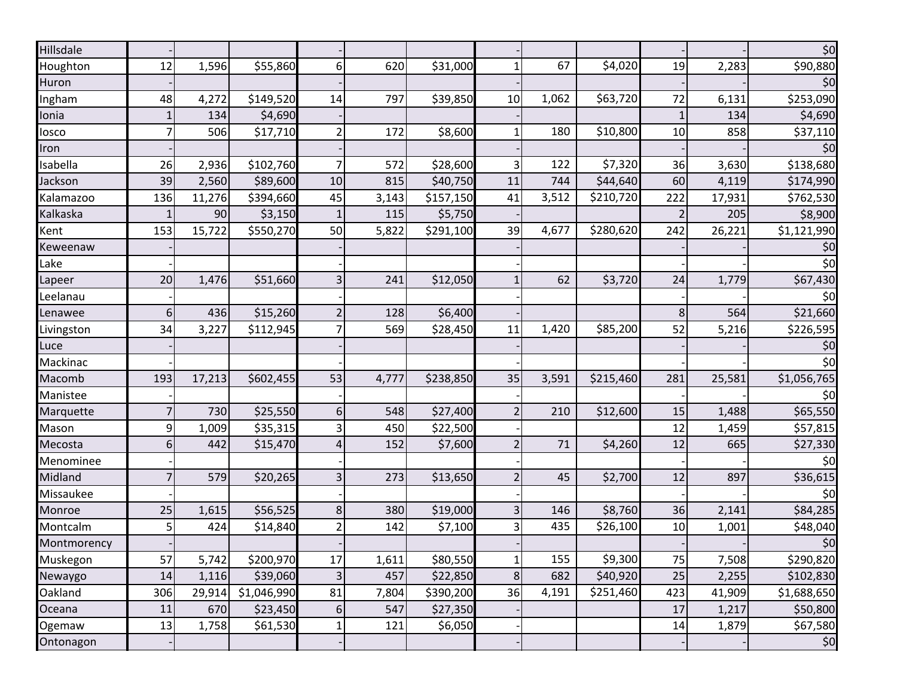| | | | | | | | | | | | | |
|---|---|---|---|---|---|---|---|---|---|---|---|---|
| Hillsdale | - | | | - | | | - | | | - | - | $0 |
| Houghton | 12 | 1,596 | $55,860 | 6 | 620 | $31,000 | 1 | 67 | $4,020 | 19 | 2,283 | $90,880 |
| Huron | - | | | - | | | - | | | - | - | $0 |
| Ingham | 48 | 4,272 | $149,520 | 14 | 797 | $39,850 | 10 | 1,062 | $63,720 | 72 | 6,131 | $253,090 |
| Ionia | 1 | 134 | $4,690 | - | | | - | | | 1 | 134 | $4,690 |
| Iosco | 7 | 506 | $17,710 | 2 | 172 | $8,600 | 1 | 180 | $10,800 | 10 | 858 | $37,110 |
| Iron | - | | | - | | | - | | | - | - | $0 |
| Isabella | 26 | 2,936 | $102,760 | 7 | 572 | $28,600 | 3 | 122 | $7,320 | 36 | 3,630 | $138,680 |
| Jackson | 39 | 2,560 | $89,600 | 10 | 815 | $40,750 | 11 | 744 | $44,640 | 60 | 4,119 | $174,990 |
| Kalamazoo | 136 | 11,276 | $394,660 | 45 | 3,143 | $157,150 | 41 | 3,512 | $210,720 | 222 | 17,931 | $762,530 |
| Kalkaska | 1 | 90 | $3,150 | 1 | 115 | $5,750 | - | | | 2 | 205 | $8,900 |
| Kent | 153 | 15,722 | $550,270 | 50 | 5,822 | $291,100 | 39 | 4,677 | $280,620 | 242 | 26,221 | $1,121,990 |
| Keweenaw | - | | | - | | | - | | | - | - | $0 |
| Lake | - | | | - | | | - | | | - | - | $0 |
| Lapeer | 20 | 1,476 | $51,660 | 3 | 241 | $12,050 | 1 | 62 | $3,720 | 24 | 1,779 | $67,430 |
| Leelanau | - | | | - | | | - | | | - | - | $0 |
| Lenawee | 6 | 436 | $15,260 | 2 | 128 | $6,400 | - | | | 8 | 564 | $21,660 |
| Livingston | 34 | 3,227 | $112,945 | 7 | 569 | $28,450 | 11 | 1,420 | $85,200 | 52 | 5,216 | $226,595 |
| Luce | - | | | - | | | - | | | - | - | $0 |
| Mackinac | - | | | - | | | - | | | - | - | $0 |
| Macomb | 193 | 17,213 | $602,455 | 53 | 4,777 | $238,850 | 35 | 3,591 | $215,460 | 281 | 25,581 | $1,056,765 |
| Manistee | - | | | - | | | - | | | - | - | $0 |
| Marquette | 7 | 730 | $25,550 | 6 | 548 | $27,400 | 2 | 210 | $12,600 | 15 | 1,488 | $65,550 |
| Mason | 9 | 1,009 | $35,315 | 3 | 450 | $22,500 | - | | | 12 | 1,459 | $57,815 |
| Mecosta | 6 | 442 | $15,470 | 4 | 152 | $7,600 | 2 | 71 | $4,260 | 12 | 665 | $27,330 |
| Menominee | - | | | - | | | - | | | - | - | $0 |
| Midland | 7 | 579 | $20,265 | 3 | 273 | $13,650 | 2 | 45 | $2,700 | 12 | 897 | $36,615 |
| Missaukee | - | | | - | | | - | | | - | - | $0 |
| Monroe | 25 | 1,615 | $56,525 | 8 | 380 | $19,000 | 3 | 146 | $8,760 | 36 | 2,141 | $84,285 |
| Montcalm | 5 | 424 | $14,840 | 2 | 142 | $7,100 | 3 | 435 | $26,100 | 10 | 1,001 | $48,040 |
| Montmorency | - | | | - | | | - | | | - | - | $0 |
| Muskegon | 57 | 5,742 | $200,970 | 17 | 1,611 | $80,550 | 1 | 155 | $9,300 | 75 | 7,508 | $290,820 |
| Newaygo | 14 | 1,116 | $39,060 | 3 | 457 | $22,850 | 8 | 682 | $40,920 | 25 | 2,255 | $102,830 |
| Oakland | 306 | 29,914 | $1,046,990 | 81 | 7,804 | $390,200 | 36 | 4,191 | $251,460 | 423 | 41,909 | $1,688,650 |
| Oceana | 11 | 670 | $23,450 | 6 | 547 | $27,350 | - | | | 17 | 1,217 | $50,800 |
| Ogemaw | 13 | 1,758 | $61,530 | 1 | 121 | $6,050 | - | | | 14 | 1,879 | $67,580 |
| Ontonagon | - | | | - | | | - | | | - | - | $0 |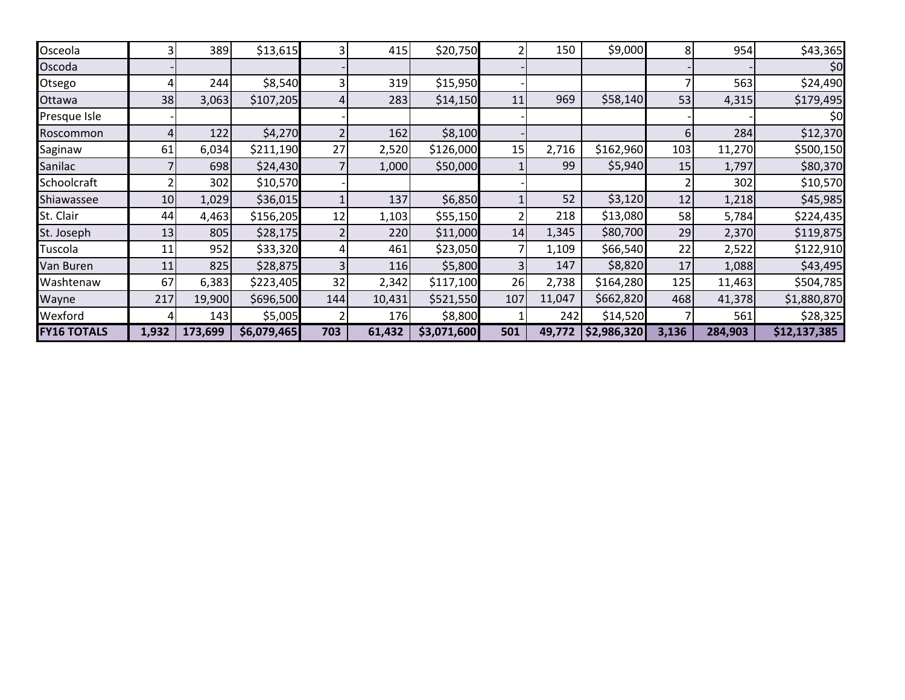| | | | | | | | | | | | | |
|---|---|---|---|---|---|---|---|---|---|---|---|---|
| Osceola | 3 | 389 | $13,615 | 3 | 415 | $20,750 | 2 | 150 | $9,000 | 8 | 954 | $43,365 |
| Oscoda | - | | | - | | | - | | | - | - | $0 |
| Otsego | 4 | 244 | $8,540 | 3 | 319 | $15,950 | - | | | 7 | 563 | $24,490 |
| Ottawa | 38 | 3,063 | $107,205 | 4 | 283 | $14,150 | 11 | 969 | $58,140 | 53 | 4,315 | $179,495 |
| Presque Isle | - | | | - | | | - | | | - | - | $0 |
| Roscommon | 4 | 122 | $4,270 | 2 | 162 | $8,100 | - | | | 6 | 284 | $12,370 |
| Saginaw | 61 | 6,034 | $211,190 | 27 | 2,520 | $126,000 | 15 | 2,716 | $162,960 | 103 | 11,270 | $500,150 |
| Sanilac | 7 | 698 | $24,430 | 7 | 1,000 | $50,000 | 1 | 99 | $5,940 | 15 | 1,797 | $80,370 |
| Schoolcraft | 2 | 302 | $10,570 | - | | | - | | | 2 | 302 | $10,570 |
| Shiawassee | 10 | 1,029 | $36,015 | 1 | 137 | $6,850 | 1 | 52 | $3,120 | 12 | 1,218 | $45,985 |
| St. Clair | 44 | 4,463 | $156,205 | 12 | 1,103 | $55,150 | 2 | 218 | $13,080 | 58 | 5,784 | $224,435 |
| St. Joseph | 13 | 805 | $28,175 | 2 | 220 | $11,000 | 14 | 1,345 | $80,700 | 29 | 2,370 | $119,875 |
| Tuscola | 11 | 952 | $33,320 | 4 | 461 | $23,050 | 7 | 1,109 | $66,540 | 22 | 2,522 | $122,910 |
| Van Buren | 11 | 825 | $28,875 | 3 | 116 | $5,800 | 3 | 147 | $8,820 | 17 | 1,088 | $43,495 |
| Washtenaw | 67 | 6,383 | $223,405 | 32 | 2,342 | $117,100 | 26 | 2,738 | $164,280 | 125 | 11,463 | $504,785 |
| Wayne | 217 | 19,900 | $696,500 | 144 | 10,431 | $521,550 | 107 | 11,047 | $662,820 | 468 | 41,378 | $1,880,870 |
| Wexford | 4 | 143 | $5,005 | 2 | 176 | $8,800 | 1 | 242 | $14,520 | 7 | 561 | $28,325 |
| **FY16 TOTALS** | **1,932** | **173,699** | **$6,079,465** | **703** | **61,432** | **$3,071,600** | **501** | **49,772** | **$2,986,320** | **3,136** | **284,903** | **$12,137,385** |